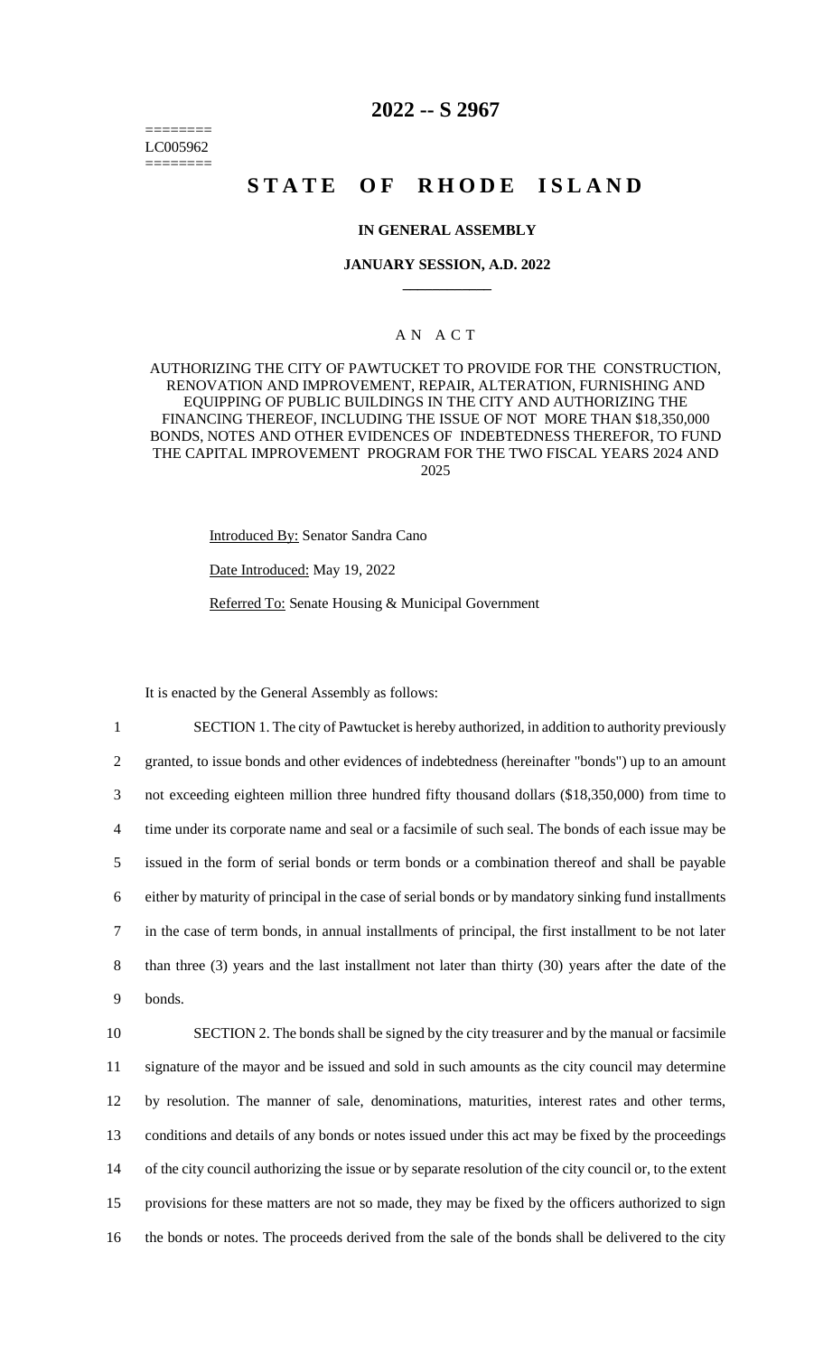========
LC005962
========

# 2022 -- S 2967

# STATE OF RHODE ISLAND

### IN GENERAL ASSEMBLY

### JANUARY SESSION, A.D. 2022

____________

A N A C T

AUTHORIZING THE CITY OF PAWTUCKET TO PROVIDE FOR THE CONSTRUCTION, RENOVATION AND IMPROVEMENT, REPAIR, ALTERATION, FURNISHING AND EQUIPPING OF PUBLIC BUILDINGS IN THE CITY AND AUTHORIZING THE FINANCING THEREOF, INCLUDING THE ISSUE OF NOT MORE THAN $18,350,000 BONDS, NOTES AND OTHER EVIDENCES OF INDEBTEDNESS THEREFOR, TO FUND THE CAPITAL IMPROVEMENT PROGRAM FOR THE TWO FISCAL YEARS 2024 AND 2025

Introduced By: Senator Sandra Cano

Date Introduced: May 19, 2022

Referred To: Senate Housing & Municipal Government

It is enacted by the General Assembly as follows:

1 SECTION 1. The city of Pawtucket is hereby authorized, in addition to authority previously
2 granted, to issue bonds and other evidences of indebtedness (hereinafter "bonds") up to an amount
3 not exceeding eighteen million three hundred fifty thousand dollars ($18,350,000) from time to
4 time under its corporate name and seal or a facsimile of such seal. The bonds of each issue may be
5 issued in the form of serial bonds or term bonds or a combination thereof and shall be payable
6 either by maturity of principal in the case of serial bonds or by mandatory sinking fund installments
7 in the case of term bonds, in annual installments of principal, the first installment to be not later
8 than three (3) years and the last installment not later than thirty (30) years after the date of the
9 bonds.

10 SECTION 2. The bonds shall be signed by the city treasurer and by the manual or facsimile
11 signature of the mayor and be issued and sold in such amounts as the city council may determine
12 by resolution. The manner of sale, denominations, maturities, interest rates and other terms,
13 conditions and details of any bonds or notes issued under this act may be fixed by the proceedings
14 of the city council authorizing the issue or by separate resolution of the city council or, to the extent
15 provisions for these matters are not so made, they may be fixed by the officers authorized to sign
16 the bonds or notes. The proceeds derived from the sale of the bonds shall be delivered to the city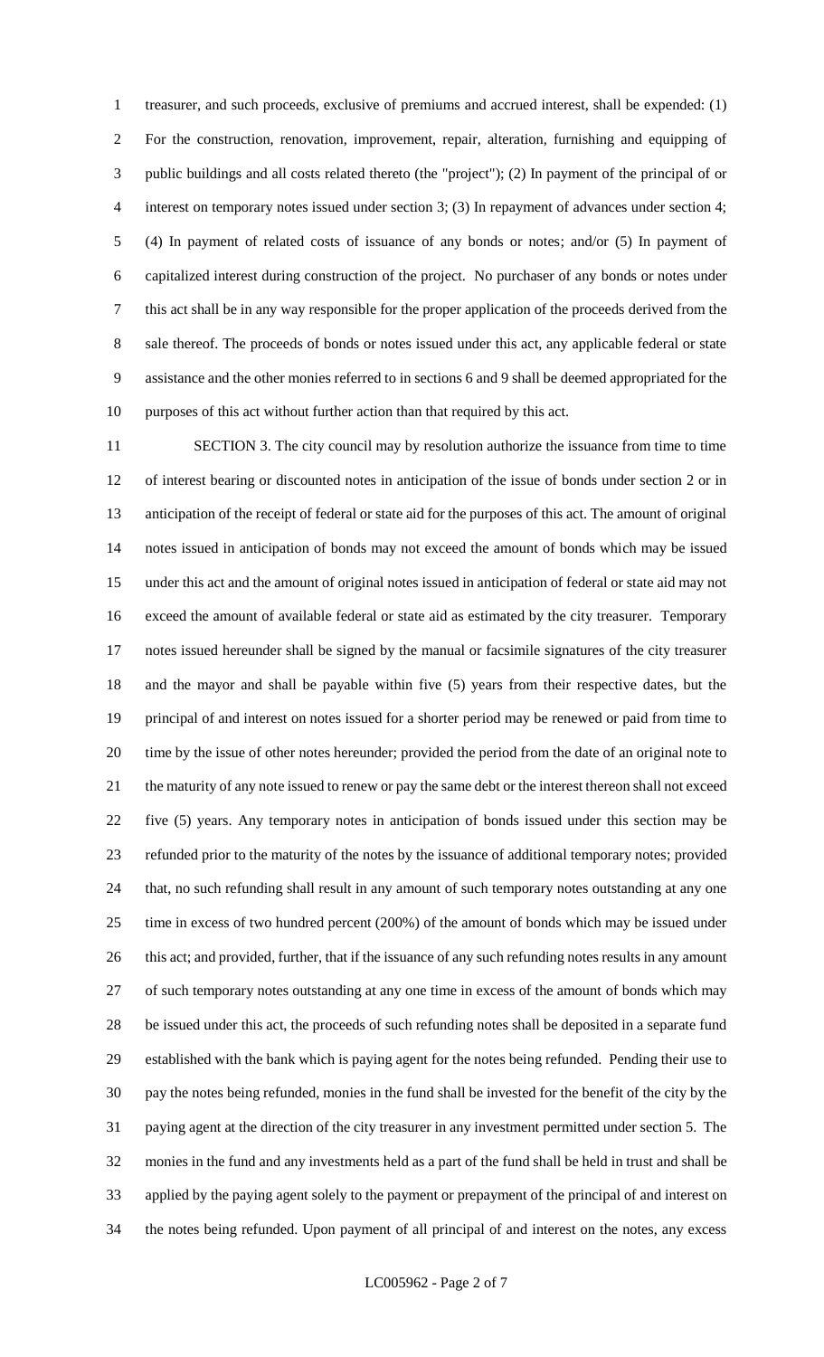treasurer, and such proceeds, exclusive of premiums and accrued interest, shall be expended: (1) For the construction, renovation, improvement, repair, alteration, furnishing and equipping of public buildings and all costs related thereto (the "project"); (2) In payment of the principal of or interest on temporary notes issued under section 3; (3) In repayment of advances under section 4; (4) In payment of related costs of issuance of any bonds or notes; and/or (5) In payment of capitalized interest during construction of the project. No purchaser of any bonds or notes under this act shall be in any way responsible for the proper application of the proceeds derived from the sale thereof. The proceeds of bonds or notes issued under this act, any applicable federal or state assistance and the other monies referred to in sections 6 and 9 shall be deemed appropriated for the purposes of this act without further action than that required by this act.

SECTION 3. The city council may by resolution authorize the issuance from time to time of interest bearing or discounted notes in anticipation of the issue of bonds under section 2 or in anticipation of the receipt of federal or state aid for the purposes of this act. The amount of original notes issued in anticipation of bonds may not exceed the amount of bonds which may be issued under this act and the amount of original notes issued in anticipation of federal or state aid may not exceed the amount of available federal or state aid as estimated by the city treasurer. Temporary notes issued hereunder shall be signed by the manual or facsimile signatures of the city treasurer and the mayor and shall be payable within five (5) years from their respective dates, but the principal of and interest on notes issued for a shorter period may be renewed or paid from time to time by the issue of other notes hereunder; provided the period from the date of an original note to the maturity of any note issued to renew or pay the same debt or the interest thereon shall not exceed five (5) years. Any temporary notes in anticipation of bonds issued under this section may be refunded prior to the maturity of the notes by the issuance of additional temporary notes; provided that, no such refunding shall result in any amount of such temporary notes outstanding at any one time in excess of two hundred percent (200%) of the amount of bonds which may be issued under this act; and provided, further, that if the issuance of any such refunding notes results in any amount of such temporary notes outstanding at any one time in excess of the amount of bonds which may be issued under this act, the proceeds of such refunding notes shall be deposited in a separate fund established with the bank which is paying agent for the notes being refunded. Pending their use to pay the notes being refunded, monies in the fund shall be invested for the benefit of the city by the paying agent at the direction of the city treasurer in any investment permitted under section 5. The monies in the fund and any investments held as a part of the fund shall be held in trust and shall be applied by the paying agent solely to the payment or prepayment of the principal of and interest on the notes being refunded. Upon payment of all principal of and interest on the notes, any excess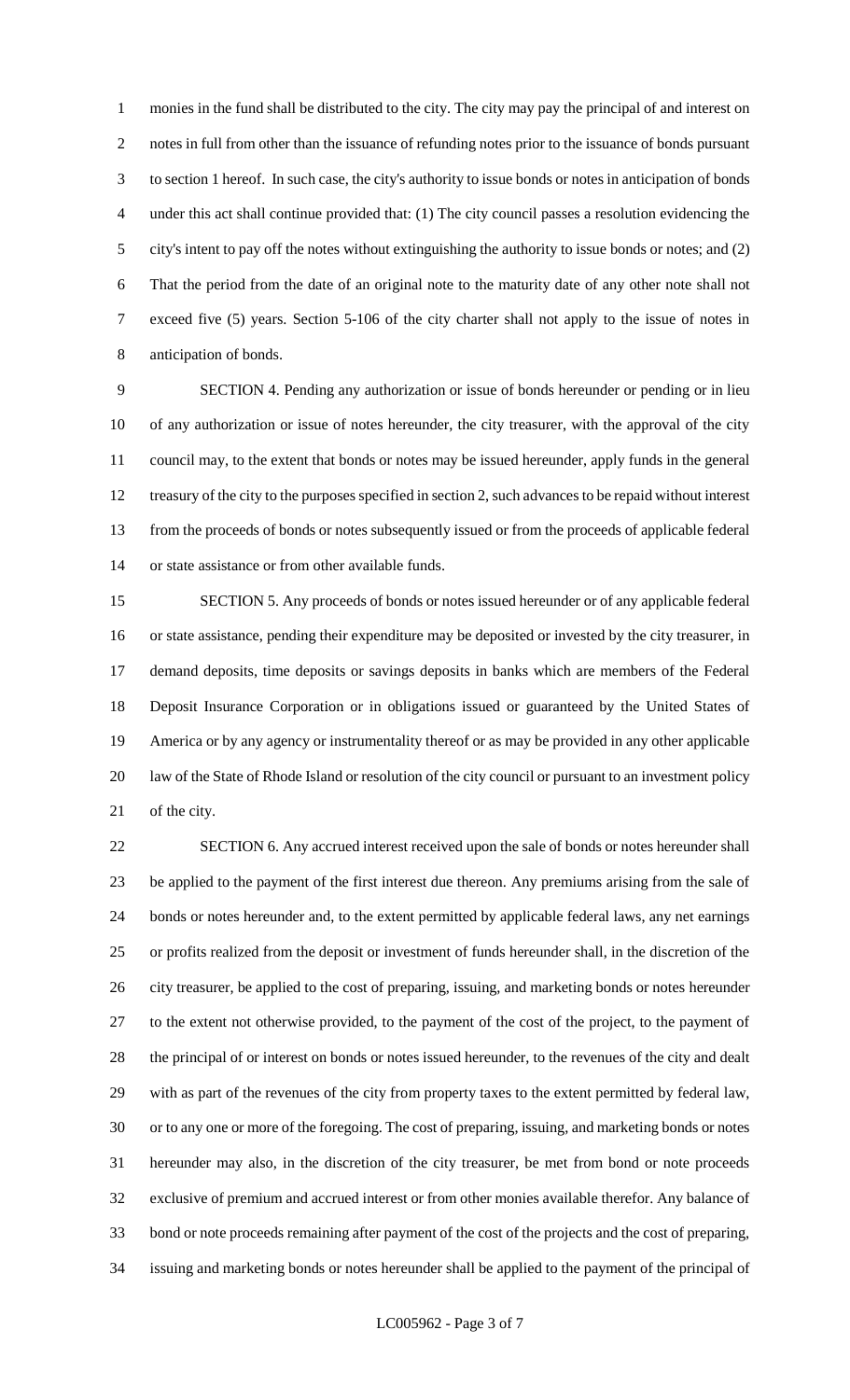monies in the fund shall be distributed to the city. The city may pay the principal of and interest on notes in full from other than the issuance of refunding notes prior to the issuance of bonds pursuant to section 1 hereof. In such case, the city's authority to issue bonds or notes in anticipation of bonds under this act shall continue provided that: (1) The city council passes a resolution evidencing the city's intent to pay off the notes without extinguishing the authority to issue bonds or notes; and (2) That the period from the date of an original note to the maturity date of any other note shall not exceed five (5) years. Section 5-106 of the city charter shall not apply to the issue of notes in anticipation of bonds.

SECTION 4. Pending any authorization or issue of bonds hereunder or pending or in lieu of any authorization or issue of notes hereunder, the city treasurer, with the approval of the city council may, to the extent that bonds or notes may be issued hereunder, apply funds in the general treasury of the city to the purposes specified in section 2, such advances to be repaid without interest from the proceeds of bonds or notes subsequently issued or from the proceeds of applicable federal or state assistance or from other available funds.

SECTION 5. Any proceeds of bonds or notes issued hereunder or of any applicable federal or state assistance, pending their expenditure may be deposited or invested by the city treasurer, in demand deposits, time deposits or savings deposits in banks which are members of the Federal Deposit Insurance Corporation or in obligations issued or guaranteed by the United States of America or by any agency or instrumentality thereof or as may be provided in any other applicable law of the State of Rhode Island or resolution of the city council or pursuant to an investment policy of the city.

SECTION 6. Any accrued interest received upon the sale of bonds or notes hereunder shall be applied to the payment of the first interest due thereon. Any premiums arising from the sale of bonds or notes hereunder and, to the extent permitted by applicable federal laws, any net earnings or profits realized from the deposit or investment of funds hereunder shall, in the discretion of the city treasurer, be applied to the cost of preparing, issuing, and marketing bonds or notes hereunder to the extent not otherwise provided, to the payment of the cost of the project, to the payment of the principal of or interest on bonds or notes issued hereunder, to the revenues of the city and dealt with as part of the revenues of the city from property taxes to the extent permitted by federal law, or to any one or more of the foregoing. The cost of preparing, issuing, and marketing bonds or notes hereunder may also, in the discretion of the city treasurer, be met from bond or note proceeds exclusive of premium and accrued interest or from other monies available therefor. Any balance of bond or note proceeds remaining after payment of the cost of the projects and the cost of preparing, issuing and marketing bonds or notes hereunder shall be applied to the payment of the principal of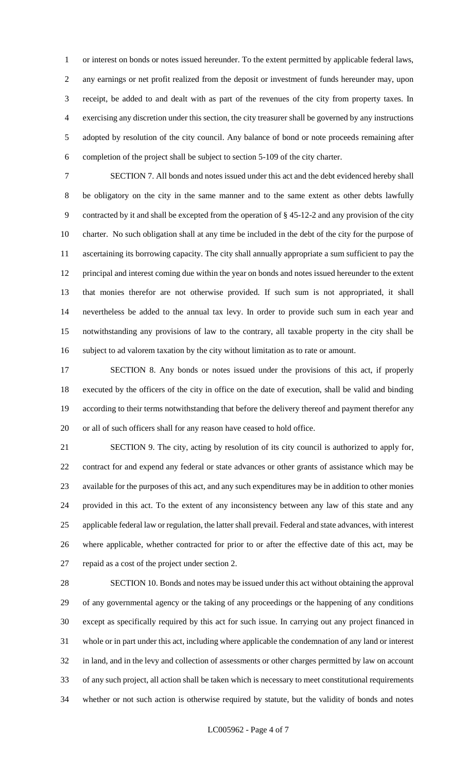or interest on bonds or notes issued hereunder. To the extent permitted by applicable federal laws, any earnings or net profit realized from the deposit or investment of funds hereunder may, upon receipt, be added to and dealt with as part of the revenues of the city from property taxes. In exercising any discretion under this section, the city treasurer shall be governed by any instructions adopted by resolution of the city council. Any balance of bond or note proceeds remaining after completion of the project shall be subject to section 5-109 of the city charter.

SECTION 7. All bonds and notes issued under this act and the debt evidenced hereby shall be obligatory on the city in the same manner and to the same extent as other debts lawfully contracted by it and shall be excepted from the operation of § 45-12-2 and any provision of the city charter. No such obligation shall at any time be included in the debt of the city for the purpose of ascertaining its borrowing capacity. The city shall annually appropriate a sum sufficient to pay the principal and interest coming due within the year on bonds and notes issued hereunder to the extent that monies therefor are not otherwise provided. If such sum is not appropriated, it shall nevertheless be added to the annual tax levy. In order to provide such sum in each year and notwithstanding any provisions of law to the contrary, all taxable property in the city shall be subject to ad valorem taxation by the city without limitation as to rate or amount.

SECTION 8. Any bonds or notes issued under the provisions of this act, if properly executed by the officers of the city in office on the date of execution, shall be valid and binding according to their terms notwithstanding that before the delivery thereof and payment therefor any or all of such officers shall for any reason have ceased to hold office.

SECTION 9. The city, acting by resolution of its city council is authorized to apply for, contract for and expend any federal or state advances or other grants of assistance which may be available for the purposes of this act, and any such expenditures may be in addition to other monies provided in this act. To the extent of any inconsistency between any law of this state and any applicable federal law or regulation, the latter shall prevail. Federal and state advances, with interest where applicable, whether contracted for prior to or after the effective date of this act, may be repaid as a cost of the project under section 2.

SECTION 10. Bonds and notes may be issued under this act without obtaining the approval of any governmental agency or the taking of any proceedings or the happening of any conditions except as specifically required by this act for such issue. In carrying out any project financed in whole or in part under this act, including where applicable the condemnation of any land or interest in land, and in the levy and collection of assessments or other charges permitted by law on account of any such project, all action shall be taken which is necessary to meet constitutional requirements whether or not such action is otherwise required by statute, but the validity of bonds and notes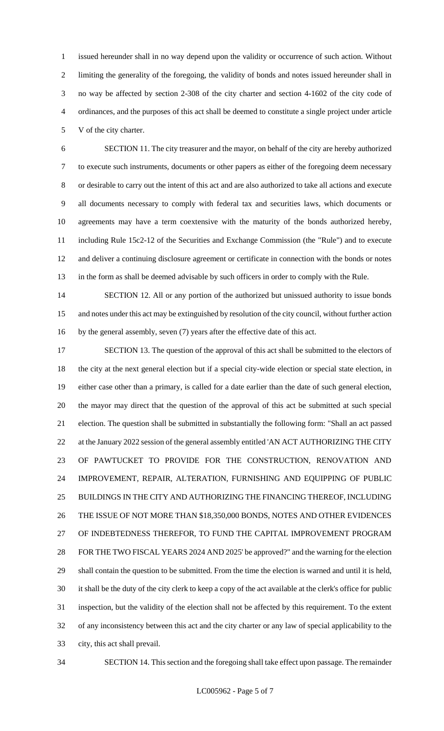issued hereunder shall in no way depend upon the validity or occurrence of such action. Without limiting the generality of the foregoing, the validity of bonds and notes issued hereunder shall in no way be affected by section 2-308 of the city charter and section 4-1602 of the city code of ordinances, and the purposes of this act shall be deemed to constitute a single project under article V of the city charter.

SECTION 11. The city treasurer and the mayor, on behalf of the city are hereby authorized to execute such instruments, documents or other papers as either of the foregoing deem necessary or desirable to carry out the intent of this act and are also authorized to take all actions and execute all documents necessary to comply with federal tax and securities laws, which documents or agreements may have a term coextensive with the maturity of the bonds authorized hereby, including Rule 15c2-12 of the Securities and Exchange Commission (the "Rule") and to execute and deliver a continuing disclosure agreement or certificate in connection with the bonds or notes in the form as shall be deemed advisable by such officers in order to comply with the Rule.

SECTION 12. All or any portion of the authorized but unissued authority to issue bonds and notes under this act may be extinguished by resolution of the city council, without further action by the general assembly, seven (7) years after the effective date of this act.

SECTION 13. The question of the approval of this act shall be submitted to the electors of the city at the next general election but if a special city-wide election or special state election, in either case other than a primary, is called for a date earlier than the date of such general election, the mayor may direct that the question of the approval of this act be submitted at such special election. The question shall be submitted in substantially the following form: "Shall an act passed at the January 2022 session of the general assembly entitled 'AN ACT AUTHORIZING THE CITY OF PAWTUCKET TO PROVIDE FOR THE CONSTRUCTION, RENOVATION AND IMPROVEMENT, REPAIR, ALTERATION, FURNISHING AND EQUIPPING OF PUBLIC BUILDINGS IN THE CITY AND AUTHORIZING THE FINANCING THEREOF, INCLUDING THE ISSUE OF NOT MORE THAN $18,350,000 BONDS, NOTES AND OTHER EVIDENCES OF INDEBTEDNESS THEREFOR, TO FUND THE CAPITAL IMPROVEMENT PROGRAM FOR THE TWO FISCAL YEARS 2024 AND 2025' be approved?" and the warning for the election shall contain the question to be submitted. From the time the election is warned and until it is held, it shall be the duty of the city clerk to keep a copy of the act available at the clerk's office for public inspection, but the validity of the election shall not be affected by this requirement. To the extent of any inconsistency between this act and the city charter or any law of special applicability to the city, this act shall prevail.

SECTION 14. This section and the foregoing shall take effect upon passage. The remainder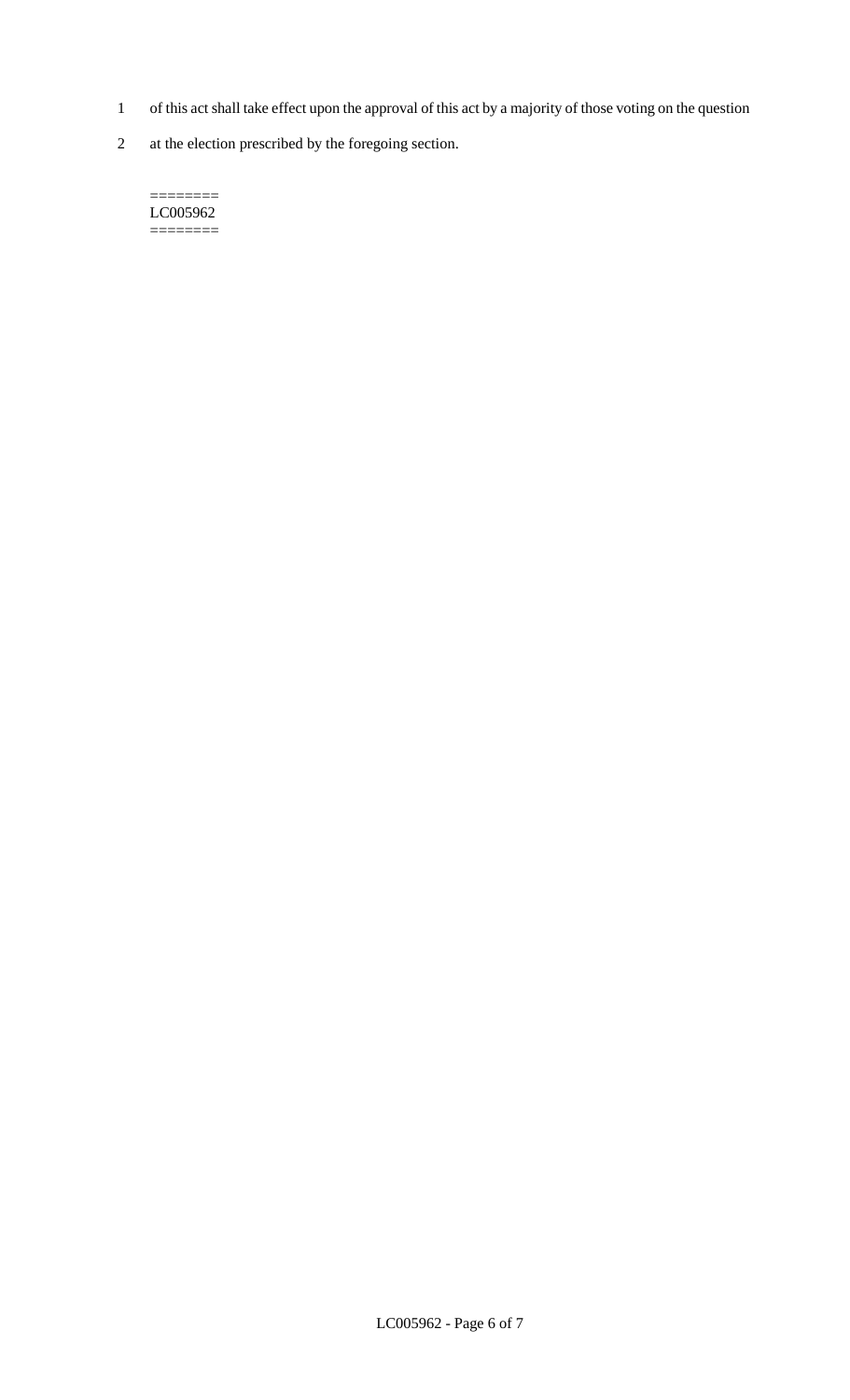of this act shall take effect upon the approval of this act by a majority of those voting on the question at the election prescribed by the foregoing section.

========
LC005962
========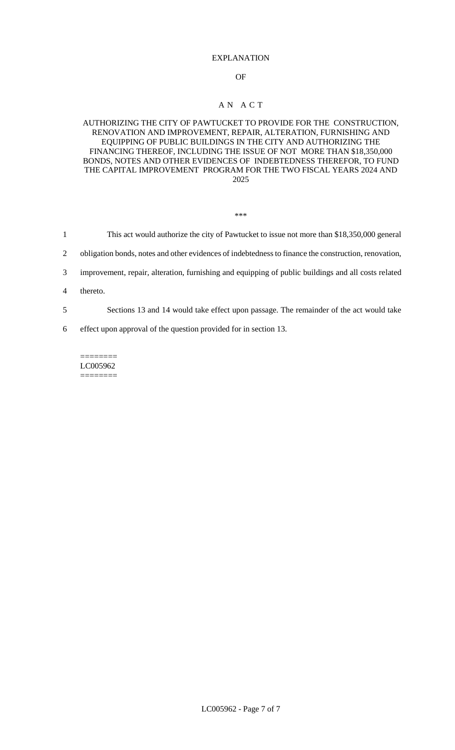EXPLANATION

OF

A N A C T

AUTHORIZING THE CITY OF PAWTUCKET TO PROVIDE FOR THE CONSTRUCTION, RENOVATION AND IMPROVEMENT, REPAIR, ALTERATION, FURNISHING AND EQUIPPING OF PUBLIC BUILDINGS IN THE CITY AND AUTHORIZING THE FINANCING THEREOF, INCLUDING THE ISSUE OF NOT MORE THAN $18,350,000 BONDS, NOTES AND OTHER EVIDENCES OF INDEBTEDNESS THEREFOR, TO FUND THE CAPITAL IMPROVEMENT PROGRAM FOR THE TWO FISCAL YEARS 2024 AND 2025

***

1 This act would authorize the city of Pawtucket to issue not more than $18,350,000 general
2 obligation bonds, notes and other evidences of indebtedness to finance the construction, renovation,
3 improvement, repair, alteration, furnishing and equipping of public buildings and all costs related
4 thereto.
5 Sections 13 and 14 would take effect upon passage. The remainder of the act would take
6 effect upon approval of the question provided for in section 13.

========
LC005962
========